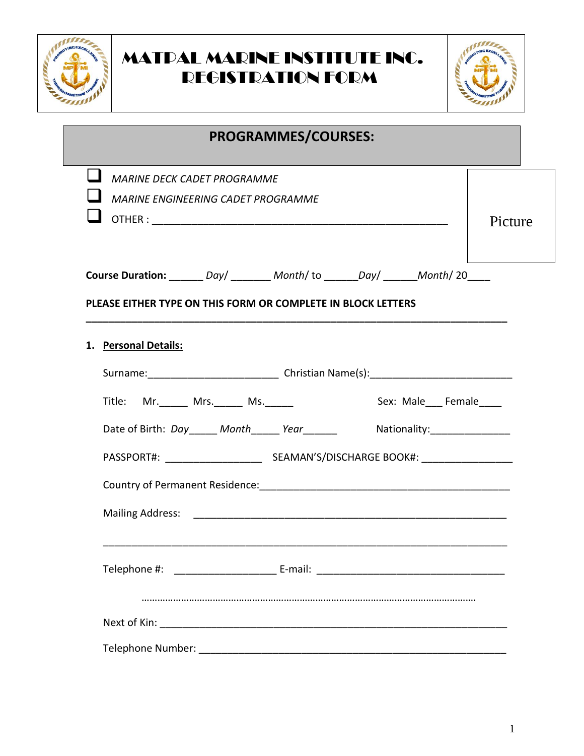# MATPAL MARINE INSTITUTE INC.
# REGISTRATION FORM

## PROGRAMMES/COURSES:

- ☐ *MARINE DECK CADET PROGRAMME*
- ☐ *MARINE ENGINEERING CADET PROGRAMME*
- ☐ OTHER : ____________________________________________________

Picture

**Course Duration:** ______ *Day/* _______ *Month/* to ______*Day/* ______*Month/* 20____

**PLEASE EITHER TYPE ON THIS FORM OR COMPLETE IN BLOCK LETTERS**

---

1. **Personal Details:**

Surname:______________________ Christian Name(s):________________________

Title: Mr._____ Mrs._____ Ms._____ Sex: Male___ Female____

Date of Birth: *Day*_____ *Month*_____ *Year*______ Nationality:______________

PASSPORT#: ________________ SEAMAN'S/DISCHARGE BOOK#: ________________

Country of Permanent Residence:____________________________________________

Mailing Address: ________________________________________________________

_______________________________________________________________________

Telephone #: _________________ E-mail: ________________________________

…………………………………………………………………………………………………………………

Next of Kin: ____________________________________________________________

Telephone Number: _______________________________________________________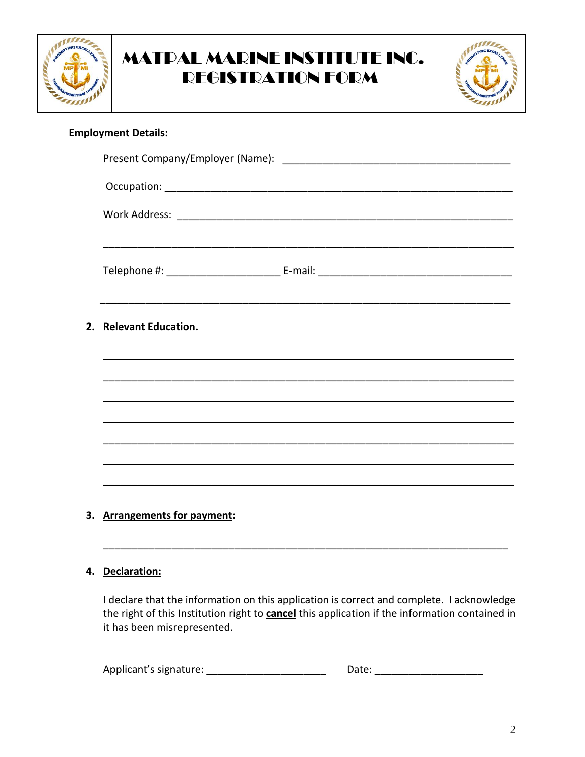# MATPAL MARINE INSTITUTE INC.
# REGISTRATION FORM

**Employment Details:**

Present Company/Employer (Name): ________________________________________

Occupation: ____________________________________________________________

Work Address: __________________________________________________________

________________________________________________________________________

Telephone #: ____________________ E-mail: ___________________________________

________________________________________________________________________

2. **Relevant Education.**

________________________________________________________________________

________________________________________________________________________

________________________________________________________________________

________________________________________________________________________

________________________________________________________________________

________________________________________________________________________

________________________________________________________________________

3. **Arrangements for payment:**

________________________________________________________________________

4. **Declaration:**

I declare that the information on this application is correct and complete. I acknowledge the right of this Institution right to **cancel** this application if the information contained in it has been misrepresented.

Applicant's signature: _____________________ Date: ___________________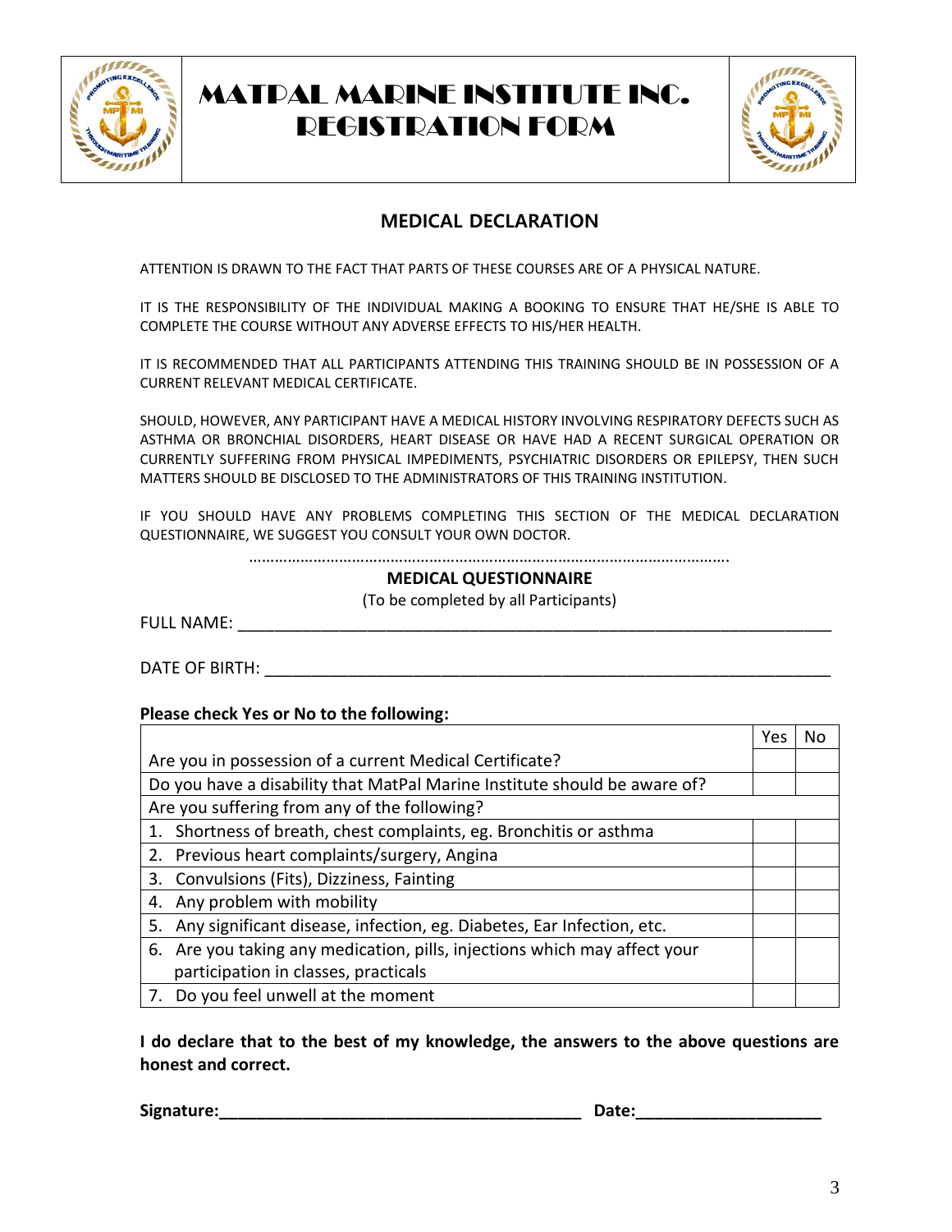# MATPAL MARINE INSTITUTE INC.
# REGISTRATION FORM

## MEDICAL DECLARATION

ATTENTION IS DRAWN TO THE FACT THAT PARTS OF THESE COURSES ARE OF A PHYSICAL NATURE.

IT IS THE RESPONSIBILITY OF THE INDIVIDUAL MAKING A BOOKING TO ENSURE THAT HE/SHE IS ABLE TO COMPLETE THE COURSE WITHOUT ANY ADVERSE EFFECTS TO HIS/HER HEALTH.

IT IS RECOMMENDED THAT ALL PARTICIPANTS ATTENDING THIS TRAINING SHOULD BE IN POSSESSION OF A CURRENT RELEVANT MEDICAL CERTIFICATE.

SHOULD, HOWEVER, ANY PARTICIPANT HAVE A MEDICAL HISTORY INVOLVING RESPIRATORY DEFECTS SUCH AS ASTHMA OR BRONCHIAL DISORDERS, HEART DISEASE OR HAVE HAD A RECENT SURGICAL OPERATION OR CURRENTLY SUFFERING FROM PHYSICAL IMPEDIMENTS, PSYCHIATRIC DISORDERS OR EPILEPSY, THEN SUCH MATTERS SHOULD BE DISCLOSED TO THE ADMINISTRATORS OF THIS TRAINING INSTITUTION.

IF YOU SHOULD HAVE ANY PROBLEMS COMPLETING THIS SECTION OF THE MEDICAL DECLARATION QUESTIONNAIRE, WE SUGGEST YOU CONSULT YOUR OWN DOCTOR.

……………………………………………………………………………………………………

### MEDICAL QUESTIONNAIRE

(To be completed by all Participants)

FULL NAME: ______________________________________________________________________

DATE OF BIRTH: ___________________________________________________________________

**Please check Yes or No to the following:**

| | Yes | No |
|---|---|---|
| Are you in possession of a current Medical Certificate? | | |
| Do you have a disability that MatPal Marine Institute should be aware of? | | |
| Are you suffering from any of the following? | | |
| 1. Shortness of breath, chest complaints, eg. Bronchitis or asthma | | |
| 2. Previous heart complaints/surgery, Angina | | |
| 3. Convulsions (Fits), Dizziness, Fainting | | |
| 4. Any problem with mobility | | |
| 5. Any significant disease, infection, eg. Diabetes, Ear Infection, etc. | | |
| 6. Are you taking any medication, pills, injections which may affect your participation in classes, practicals | | |
| 7. Do you feel unwell at the moment | | |

**I do declare that to the best of my knowledge, the answers to the above questions are honest and correct.**

**Signature:________________________________________ Date:____________________**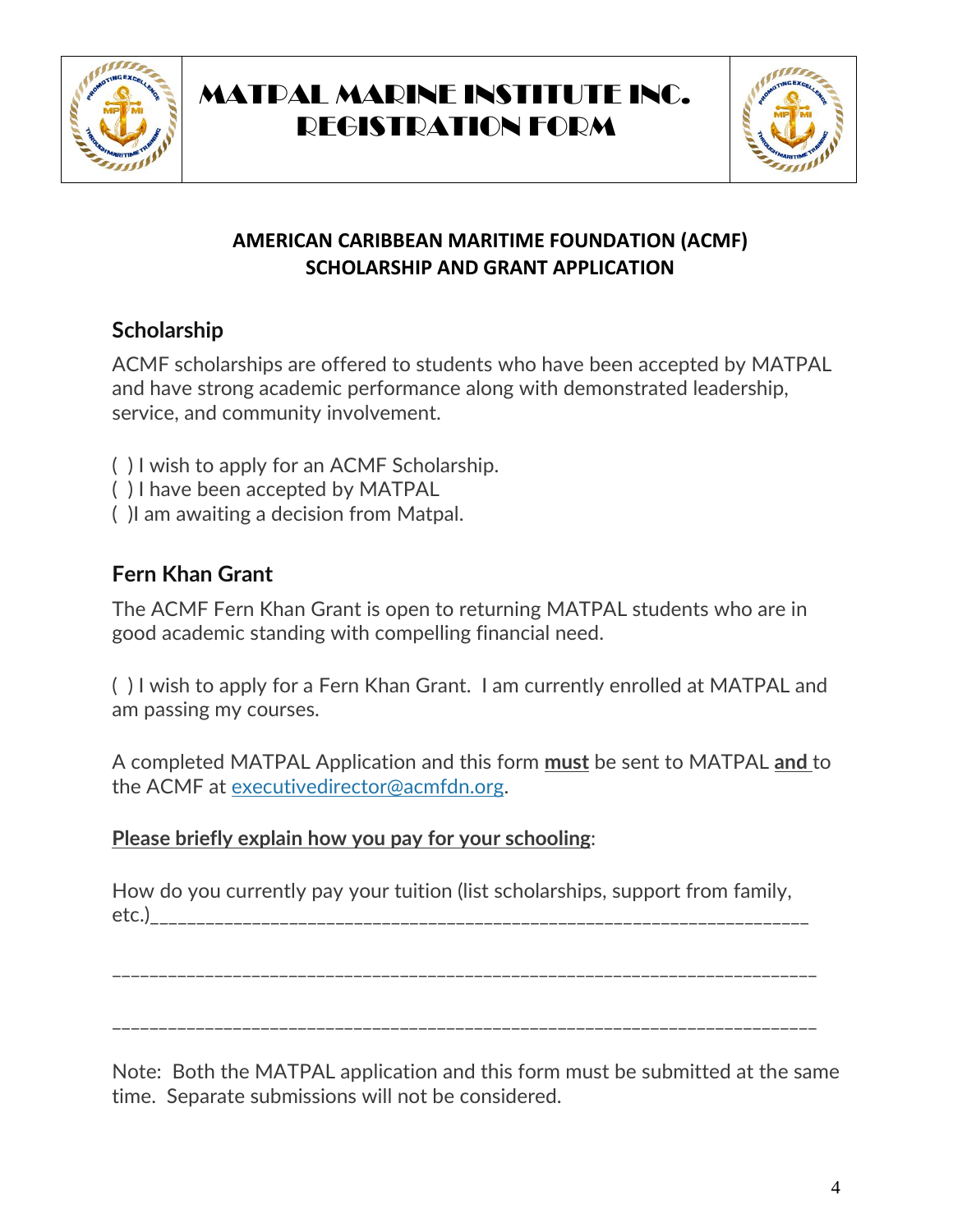# MATPAL MARINE INSTITUTE INC. REGISTRATION FORM

**AMERICAN CARIBBEAN MARITIME FOUNDATION (ACMF)**
**SCHOLARSHIP AND GRANT APPLICATION**

## Scholarship

ACMF scholarships are offered to students who have been accepted by MATPAL and have strong academic performance along with demonstrated leadership, service, and community involvement.

( ) I wish to apply for an ACMF Scholarship.
( ) I have been accepted by MATPAL
( )I am awaiting a decision from Matpal.

## Fern Khan Grant

The ACMF Fern Khan Grant is open to returning MATPAL students who are in good academic standing with compelling financial need.

( ) I wish to apply for a Fern Khan Grant. I am currently enrolled at MATPAL and am passing my courses.

A completed MATPAL Application and this form **must** be sent to MATPAL **and** to the ACMF at executivedirector@acmfdn.org.

**Please briefly explain how you pay for your schooling**:

How do you currently pay your tuition (list scholarships, support from family, etc.)_________________________________________________________________

_________________________________________________________________________

_________________________________________________________________________

Note: Both the MATPAL application and this form must be submitted at the same time. Separate submissions will not be considered.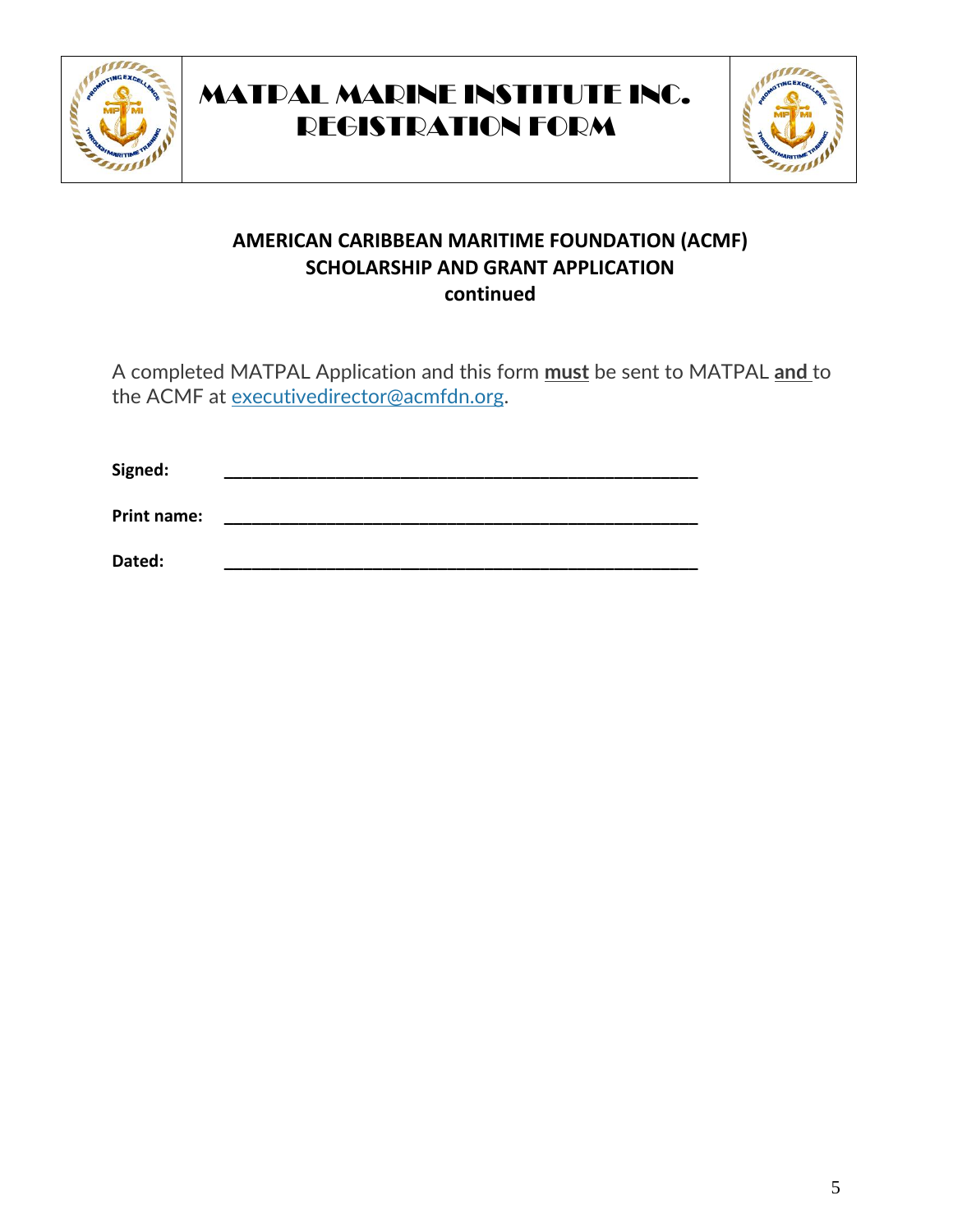# MATPAL MARINE INSTITUTE INC. REGISTRATION FORM

## AMERICAN CARIBBEAN MARITIME FOUNDATION (ACMF) SCHOLARSHIP AND GRANT APPLICATION continued

A completed MATPAL Application and this form **must** be sent to MATPAL **and** to the ACMF at executivedirector@acmfdn.org.

**Signed:** ______________________________________________

**Print name:** ______________________________________________

**Dated:** ______________________________________________